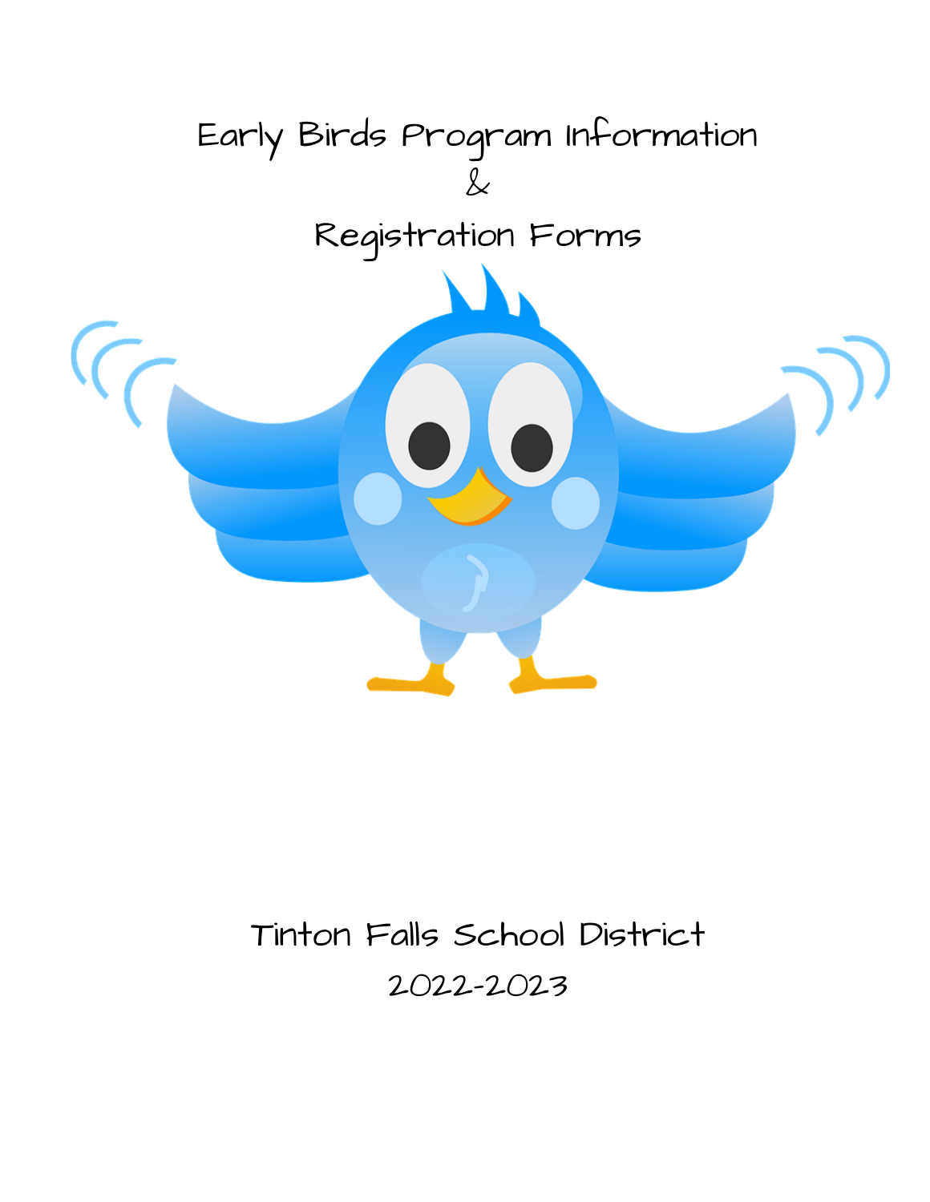# Early Birds Program Information
# &
# Registration Forms

Tinton Falls School District

2022-2023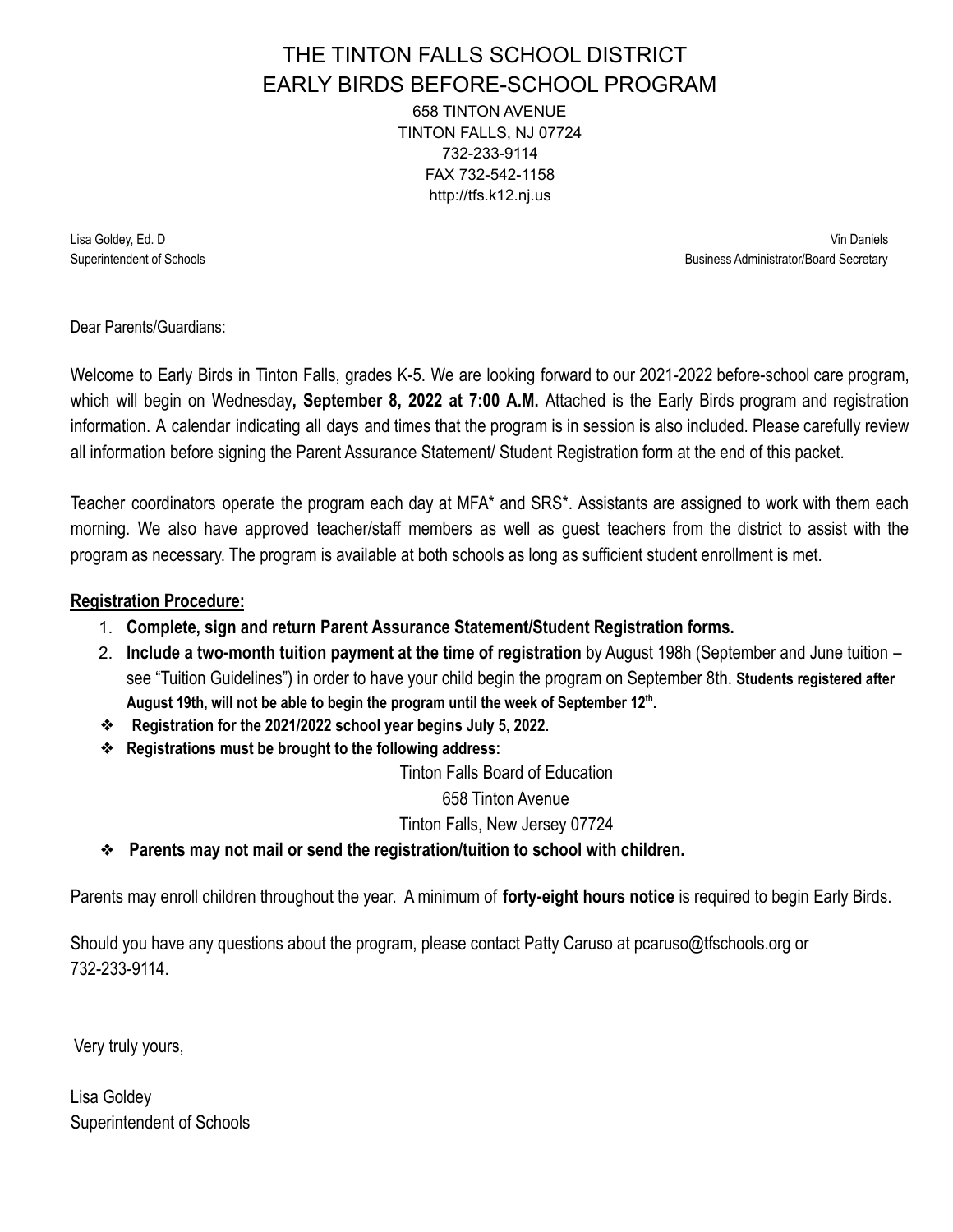# THE TINTON FALLS SCHOOL DISTRICT
# EARLY BIRDS BEFORE-SCHOOL PROGRAM

658 TINTON AVENUE
TINTON FALLS, NJ 07724
732-233-9114
FAX 732-542-1158
http://tfs.k12.nj.us

Lisa Goldey, Ed. D
Superintendent of Schools

Vin Daniels
Business Administrator/Board Secretary

Dear Parents/Guardians:

Welcome to Early Birds in Tinton Falls, grades K-5. We are looking forward to our 2021-2022 before-school care program, which will begin on Wednesday**, September 8, 2022 at 7:00 A.M.** Attached is the Early Birds program and registration information. A calendar indicating all days and times that the program is in session is also included. Please carefully review all information before signing the Parent Assurance Statement/ Student Registration form at the end of this packet.

Teacher coordinators operate the program each day at MFA* and SRS*. Assistants are assigned to work with them each morning. We also have approved teacher/staff members as well as guest teachers from the district to assist with the program as necessary. The program is available at both schools as long as sufficient student enrollment is met.

**Registration Procedure:**

1. **Complete, sign and return Parent Assurance Statement/Student Registration forms.**
2. **Include a two-month tuition payment at the time of registration** by August 198h (September and June tuition – see "Tuition Guidelines") in order to have your child begin the program on September 8th. **Students registered after August 19th, will not be able to begin the program until the week of September 12th.**

- **Registration for the 2021/2022 school year begins July 5, 2022.**
- **Registrations must be brought to the following address:**

  Tinton Falls Board of Education
  658 Tinton Avenue
  Tinton Falls, New Jersey 07724

- **Parents may not mail or send the registration/tuition to school with children.**

Parents may enroll children throughout the year. A minimum of **forty-eight hours notice** is required to begin Early Birds.

Should you have any questions about the program, please contact Patty Caruso at pcaruso@tfschools.org or 732-233-9114.

Very truly yours,

Lisa Goldey
Superintendent of Schools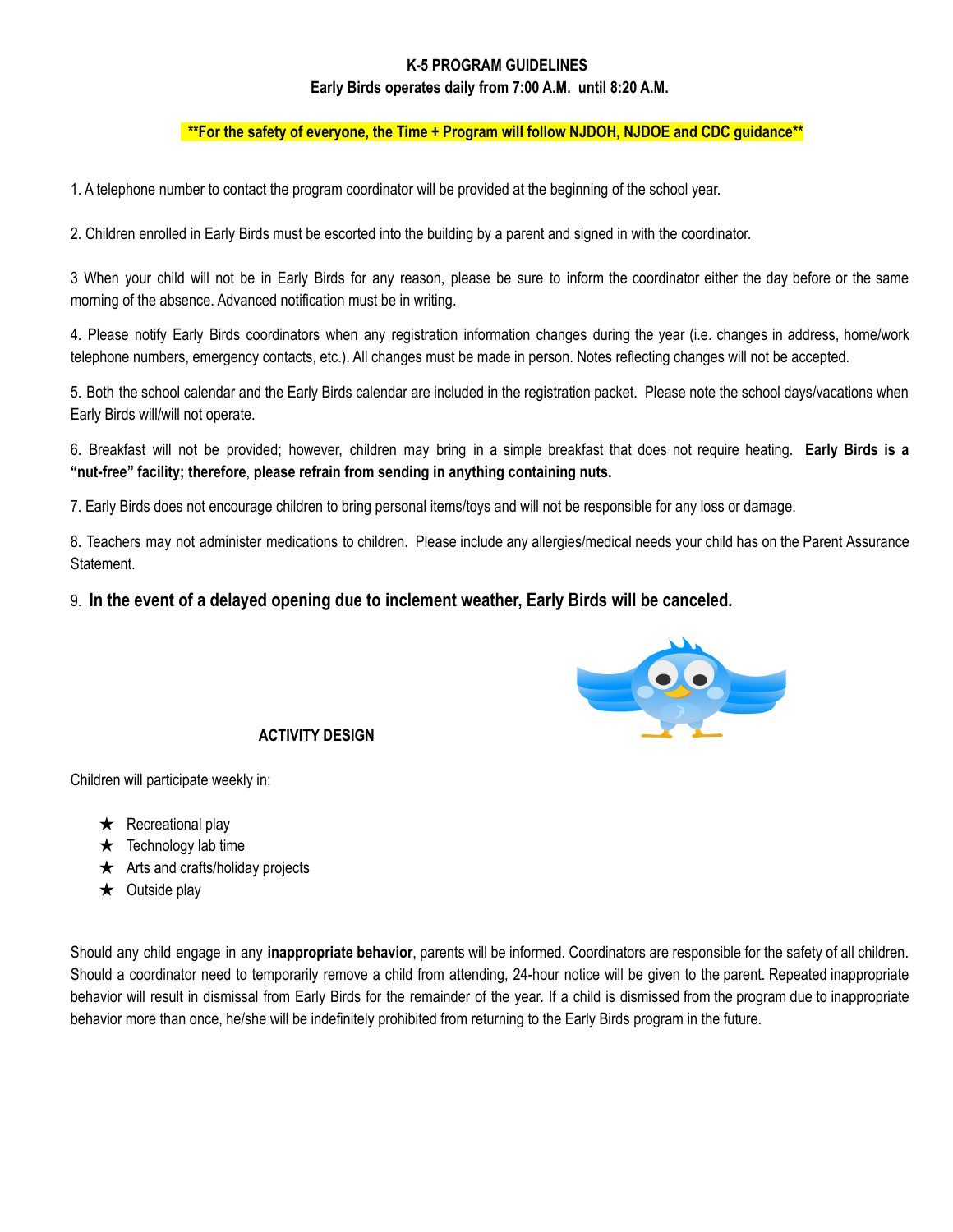# K-5 PROGRAM GUIDELINES

**Early Birds operates daily from 7:00 A.M. until 8:20 A.M.**

**\*\*For the safety of everyone, the Time + Program will follow NJDOH, NJDOE and CDC guidance\*\***

1. A telephone number to contact the program coordinator will be provided at the beginning of the school year.

2. Children enrolled in Early Birds must be escorted into the building by a parent and signed in with the coordinator.

3 When your child will not be in Early Birds for any reason, please be sure to inform the coordinator either the day before or the same morning of the absence. Advanced notification must be in writing.

4. Please notify Early Birds coordinators when any registration information changes during the year (i.e. changes in address, home/work telephone numbers, emergency contacts, etc.). All changes must be made in person. Notes reflecting changes will not be accepted.

5. Both the school calendar and the Early Birds calendar are included in the registration packet. Please note the school days/vacations when Early Birds will/will not operate.

6. Breakfast will not be provided; however, children may bring in a simple breakfast that does not require heating. **Early Birds is a "nut-free" facility; therefore**, **please refrain from sending in anything containing nuts.**

7. Early Birds does not encourage children to bring personal items/toys and will not be responsible for any loss or damage.

8. Teachers may not administer medications to children. Please include any allergies/medical needs your child has on the Parent Assurance Statement.

9. **In the event of a delayed opening due to inclement weather, Early Birds will be canceled.**

## ACTIVITY DESIGN

Children will participate weekly in:

- ★ Recreational play
- ★ Technology lab time
- ★ Arts and crafts/holiday projects
- ★ Outside play

Should any child engage in any **inappropriate behavior**, parents will be informed. Coordinators are responsible for the safety of all children. Should a coordinator need to temporarily remove a child from attending, 24-hour notice will be given to the parent. Repeated inappropriate behavior will result in dismissal from Early Birds for the remainder of the year. If a child is dismissed from the program due to inappropriate behavior more than once, he/she will be indefinitely prohibited from returning to the Early Birds program in the future.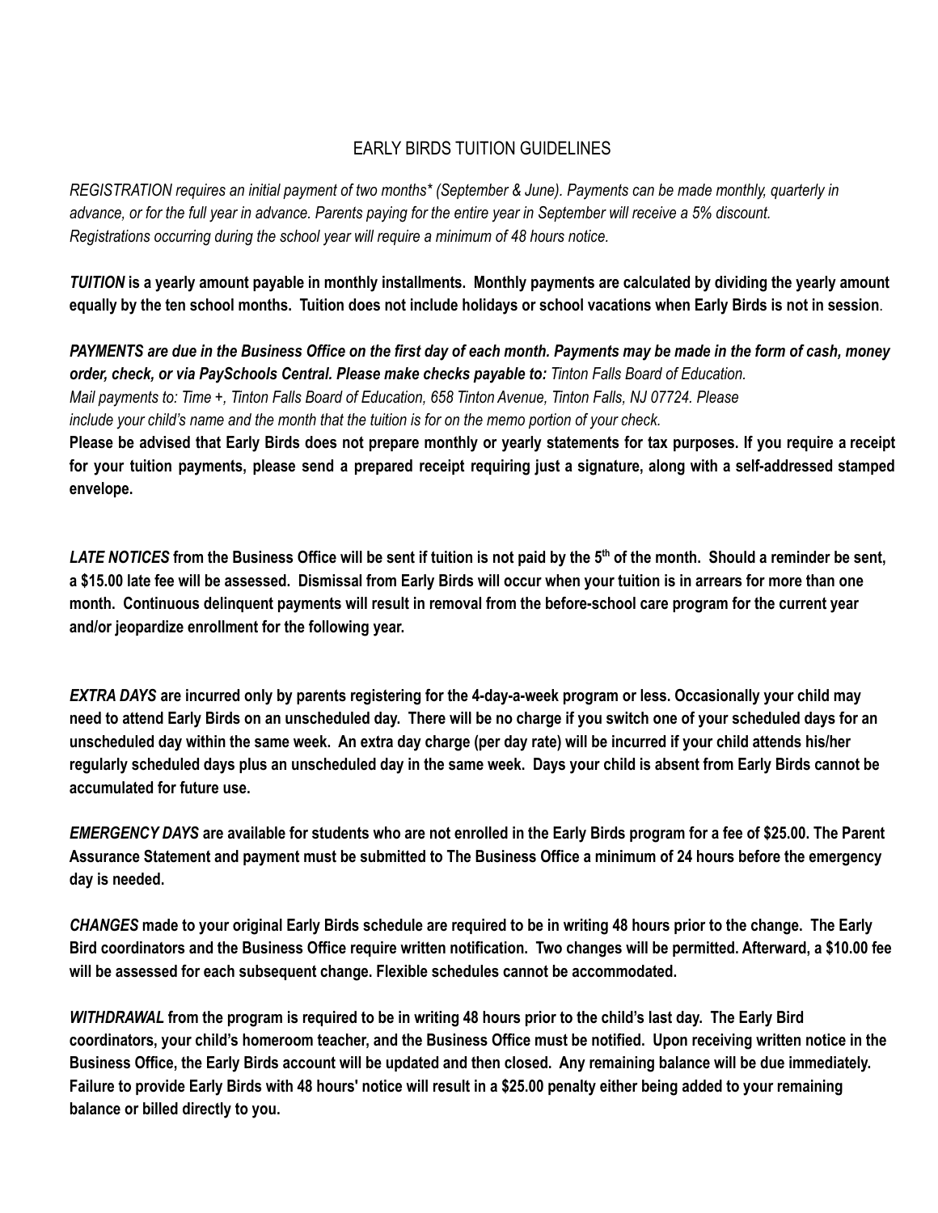# EARLY BIRDS TUITION GUIDELINES

*REGISTRATION requires an initial payment of two months* (September & June). Payments can be made monthly, quarterly in advance, or for the full year in advance. Parents paying for the entire year in September will receive a 5% discount. Registrations occurring during the school year will require a minimum of 48 hours notice.*

***TUITION* is a yearly amount payable in monthly installments. Monthly payments are calculated by dividing the yearly amount equally by the ten school months. Tuition does not include holidays or school vacations when Early Birds is not in session**.

***PAYMENTS are due in the Business Office on the first day of each month. Payments may be made in the form of cash, money order, check, or via PaySchools Central. Please make checks payable to:*** *Tinton Falls Board of Education.*
*Mail payments to: Time +, Tinton Falls Board of Education, 658 Tinton Avenue, Tinton Falls, NJ 07724. Please include your child's name and the month that the tuition is for on the memo portion of your check.*
**Please be advised that Early Birds does not prepare monthly or yearly statements for tax purposes. If you require a receipt for your tuition payments, please send a prepared receipt requiring just a signature, along with a self-addressed stamped envelope.**

***LATE NOTICES* from the Business Office will be sent if tuition is not paid by the 5th of the month. Should a reminder be sent, a $15.00 late fee will be assessed. Dismissal from Early Birds will occur when your tuition is in arrears for more than one month. Continuous delinquent payments will result in removal from the before-school care program for the current year and/or jeopardize enrollment for the following year.**

***EXTRA DAYS* are incurred only by parents registering for the 4-day-a-week program or less. Occasionally your child may need to attend Early Birds on an unscheduled day. There will be no charge if you switch one of your scheduled days for an unscheduled day within the same week. An extra day charge (per day rate) will be incurred if your child attends his/her regularly scheduled days plus an unscheduled day in the same week. Days your child is absent from Early Birds cannot be accumulated for future use.**

***EMERGENCY DAYS* are available for students who are not enrolled in the Early Birds program for a fee of $25.00. The Parent Assurance Statement and payment must be submitted to The Business Office a minimum of 24 hours before the emergency day is needed.**

***CHANGES* made to your original Early Birds schedule are required to be in writing 48 hours prior to the change. The Early Bird coordinators and the Business Office require written notification. Two changes will be permitted. Afterward, a $10.00 fee will be assessed for each subsequent change. Flexible schedules cannot be accommodated.**

***WITHDRAWAL* from the program is required to be in writing 48 hours prior to the child's last day. The Early Bird coordinators, your child's homeroom teacher, and the Business Office must be notified. Upon receiving written notice in the Business Office, the Early Birds account will be updated and then closed. Any remaining balance will be due immediately. Failure to provide Early Birds with 48 hours' notice will result in a $25.00 penalty either being added to your remaining balance or billed directly to you.**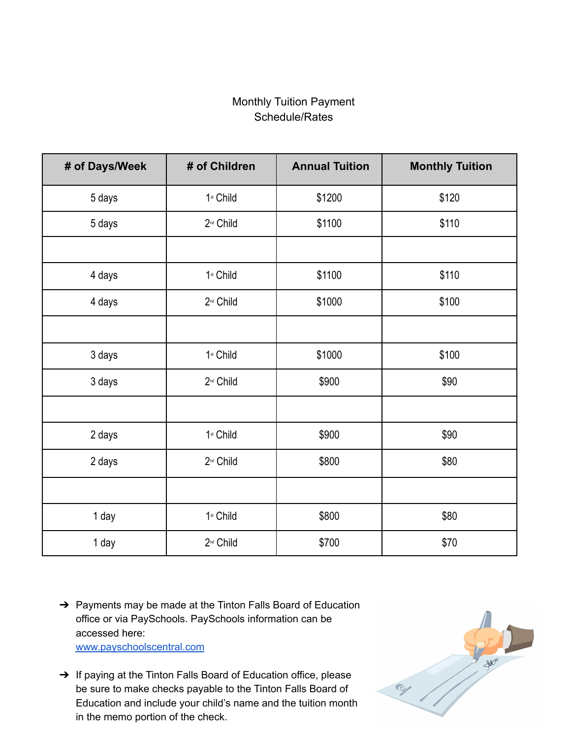Monthly Tuition Payment
Schedule/Rates

| # of Days/Week | # of Children | Annual Tuition | Monthly Tuition |
|---|---|---|---|
| 5 days | 1st Child | $1200 | $120 |
| 5 days | 2nd Child | $1100 | $110 |
| | | | |
| 4 days | 1st Child | $1100 | $110 |
| 4 days | 2nd Child | $1000 | $100 |
| | | | |
| 3 days | 1st Child | $1000 | $100 |
| 3 days | 2nd Child | $900 | $90 |
| | | | |
| 2 days | 1st Child | $900 | $90 |
| 2 days | 2nd Child | $800 | $80 |
| | | | |
| 1 day | 1st Child | $800 | $80 |
| 1 day | 2nd Child | $700 | $70 |

- Payments may be made at the Tinton Falls Board of Education office or via PaySchools. PaySchools information can be accessed here: [www.payschoolscentral.com](http://www.payschoolscentral.com)
- If paying at the Tinton Falls Board of Education office, please be sure to make checks payable to the Tinton Falls Board of Education and include your child's name and the tuition month in the memo portion of the check.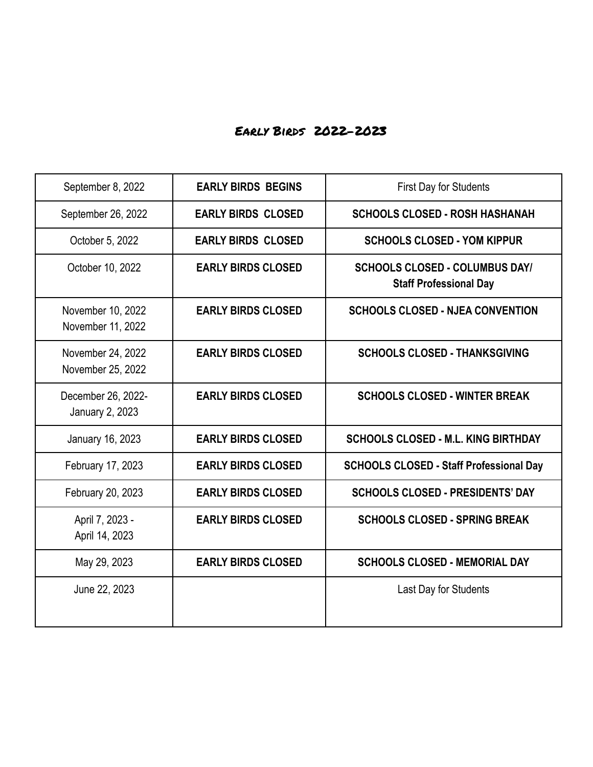# Early Birds 2022-2023

| | | |
|---|---|---|
| September 8, 2022 | **EARLY BIRDS BEGINS** | First Day for Students |
| September 26, 2022 | **EARLY BIRDS CLOSED** | **SCHOOLS CLOSED - ROSH HASHANAH** |
| October 5, 2022 | **EARLY BIRDS CLOSED** | **SCHOOLS CLOSED - YOM KIPPUR** |
| October 10, 2022 | **EARLY BIRDS CLOSED** | **SCHOOLS CLOSED - COLUMBUS DAY/ Staff Professional Day** |
| November 10, 2022<br>November 11, 2022 | **EARLY BIRDS CLOSED** | **SCHOOLS CLOSED - NJEA CONVENTION** |
| November 24, 2022<br>November 25, 2022 | **EARLY BIRDS CLOSED** | **SCHOOLS CLOSED - THANKSGIVING** |
| December 26, 2022-<br>January 2, 2023 | **EARLY BIRDS CLOSED** | **SCHOOLS CLOSED - WINTER BREAK** |
| January 16, 2023 | **EARLY BIRDS CLOSED** | **SCHOOLS CLOSED - M.L. KING BIRTHDAY** |
| February 17, 2023 | **EARLY BIRDS CLOSED** | **SCHOOLS CLOSED - Staff Professional Day** |
| February 20, 2023 | **EARLY BIRDS CLOSED** | **SCHOOLS CLOSED - PRESIDENTS' DAY** |
| April 7, 2023 -<br>April 14, 2023 | **EARLY BIRDS CLOSED** | **SCHOOLS CLOSED - SPRING BREAK** |
| May 29, 2023 | **EARLY BIRDS CLOSED** | **SCHOOLS CLOSED - MEMORIAL DAY** |
| June 22, 2023 | | Last Day for Students |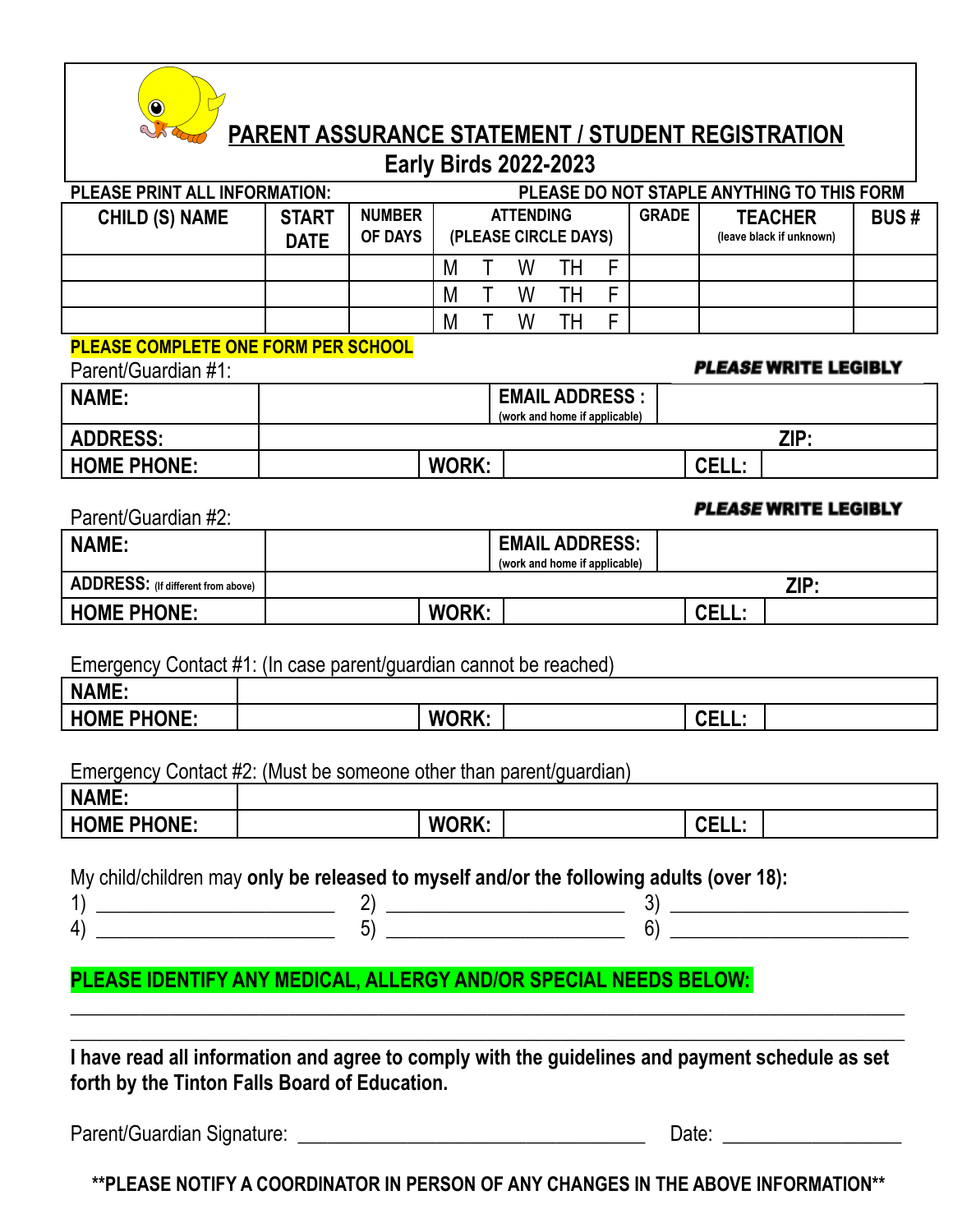# PARENT ASSURANCE STATEMENT / STUDENT REGISTRATION

## Early Birds 2022-2023

**PLEASE PRINT ALL INFORMATION:** **PLEASE DO NOT STAPLE ANYTHING TO THIS FORM**

| CHILD (S) NAME | START DATE | NUMBER OF DAYS | ATTENDING (PLEASE CIRCLE DAYS) | GRADE | TEACHER (leave black if unknown) | BUS # |
|---|---|---|---|---|---|---|
| | | | M T W TH F | | | |
| | | | M T W TH F | | | |
| | | | M T W TH F | | | |

**PLEASE COMPLETE ONE FORM PER SCHOOL**

Parent/Guardian #1: ***PLEASE WRITE LEGIBLY***

| | | | | | |
|---|---|---|---|---|---|
| **NAME:** | | **EMAIL ADDRESS :** (work and home if applicable) | | | |
| **ADDRESS:** | | | | **ZIP:** | |
| **HOME PHONE:** | | **WORK:** | | **CELL:** | |

Parent/Guardian #2: ***PLEASE WRITE LEGIBLY***

| | | | | | |
|---|---|---|---|---|---|
| **NAME:** | | **EMAIL ADDRESS:** (work and home if applicable) | | | |
| **ADDRESS:** (If different from above) | | | | **ZIP:** | |
| **HOME PHONE:** | | **WORK:** | | **CELL:** | |

Emergency Contact #1: (In case parent/guardian cannot be reached)

| | | | | | |
|---|---|---|---|---|---|
| **NAME:** | | | | | |
| **HOME PHONE:** | | **WORK:** | | **CELL:** | |

Emergency Contact #2: (Must be someone other than parent/guardian)

| | | | | | |
|---|---|---|---|---|---|
| **NAME:** | | | | | |
| **HOME PHONE:** | | **WORK:** | | **CELL:** | |

My child/children may **only be released to myself and/or the following adults (over 18):**

1) ______________________ 2) ______________________ 3) ______________________

4) ______________________ 5) ______________________ 6) ______________________

**PLEASE IDENTIFY ANY MEDICAL, ALLERGY AND/OR SPECIAL NEEDS BELOW:**

_______________________________________________________________________________

_______________________________________________________________________________

**I have read all information and agree to comply with the guidelines and payment schedule as set forth by the Tinton Falls Board of Education.**

Parent/Guardian Signature: ________________________________ Date: ________________

**\*\*PLEASE NOTIFY A COORDINATOR IN PERSON OF ANY CHANGES IN THE ABOVE INFORMATION\*\***